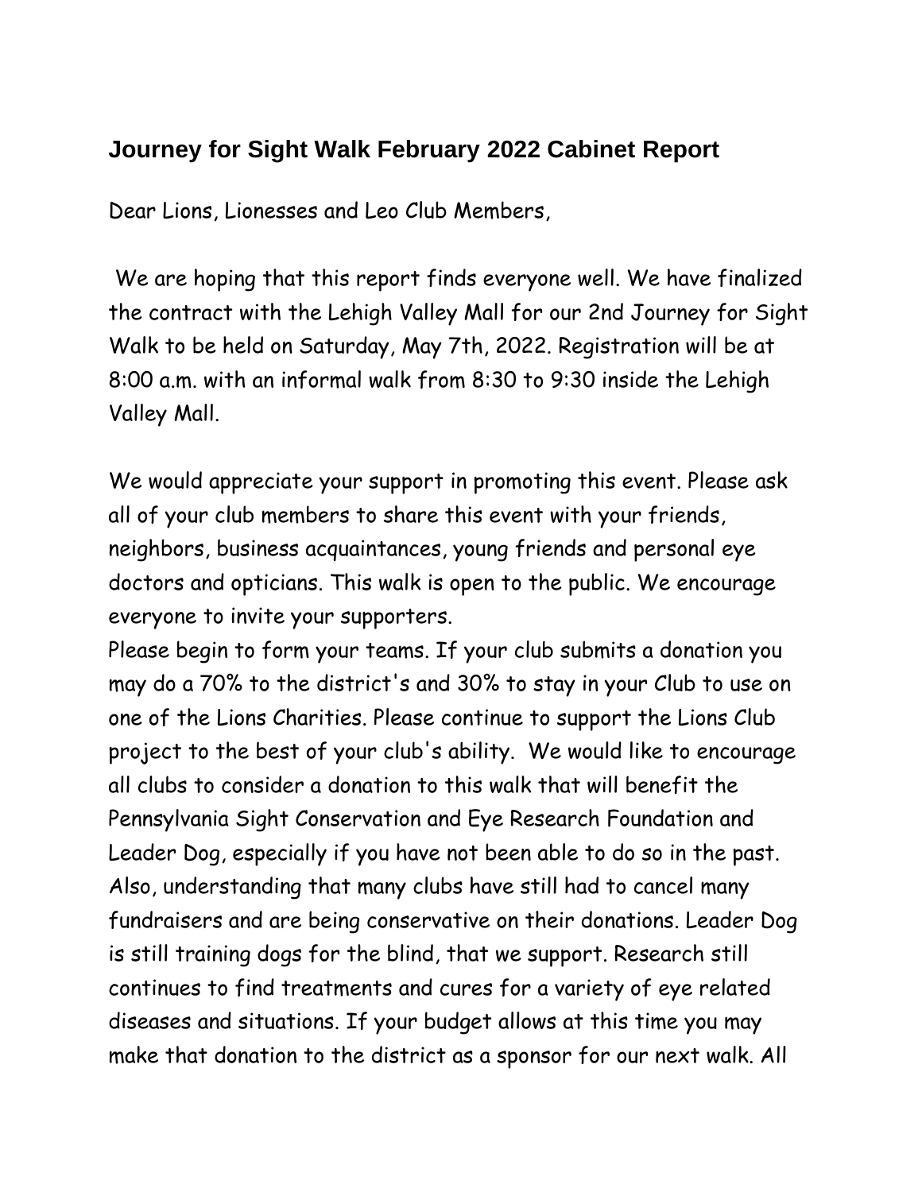## Journey for Sight Walk February 2022 Cabinet Report

Dear Lions, Lionesses and Leo Club Members,

We are hoping that this report finds everyone well. We have finalized the contract with the Lehigh Valley Mall for our 2nd Journey for Sight Walk to be held on Saturday, May 7th, 2022. Registration will be at 8:00 a.m. with an informal walk from 8:30 to 9:30 inside the Lehigh Valley Mall.

We would appreciate your support in promoting this event. Please ask all of your club members to share this event with your friends, neighbors, business acquaintances, young friends and personal eye doctors and opticians. This walk is open to the public. We encourage everyone to invite your supporters.

Please begin to form your teams. If your club submits a donation you may do a 70% to the district's and 30% to stay in your Club to use on one of the Lions Charities. Please continue to support the Lions Club project to the best of your club's ability. We would like to encourage all clubs to consider a donation to this walk that will benefit the Pennsylvania Sight Conservation and Eye Research Foundation and Leader Dog, especially if you have not been able to do so in the past. Also, understanding that many clubs have still had to cancel many fundraisers and are being conservative on their donations. Leader Dog is still training dogs for the blind, that we support. Research still continues to find treatments and cures for a variety of eye related diseases and situations. If your budget allows at this time you may make that donation to the district as a sponsor for our next walk. All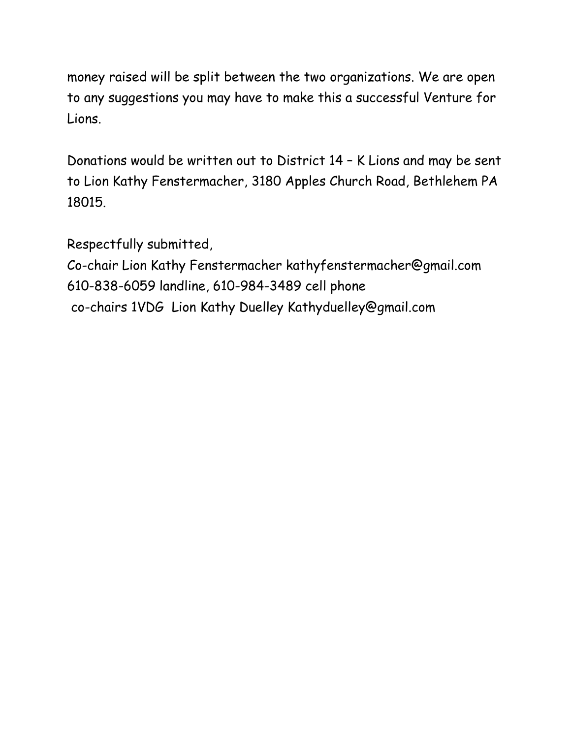money raised will be split between the two organizations. We are open to any suggestions you may have to make this a successful Venture for Lions.

Donations would be written out to District 14 – K Lions and may be sent to Lion Kathy Fenstermacher, 3180 Apples Church Road, Bethlehem PA 18015.

Respectfully submitted,
Co-chair Lion Kathy Fenstermacher kathyfenstermacher@gmail.com
610-838-6059 landline, 610-984-3489 cell phone
co-chairs 1VDG Lion Kathy Duelley Kathyduelley@gmail.com